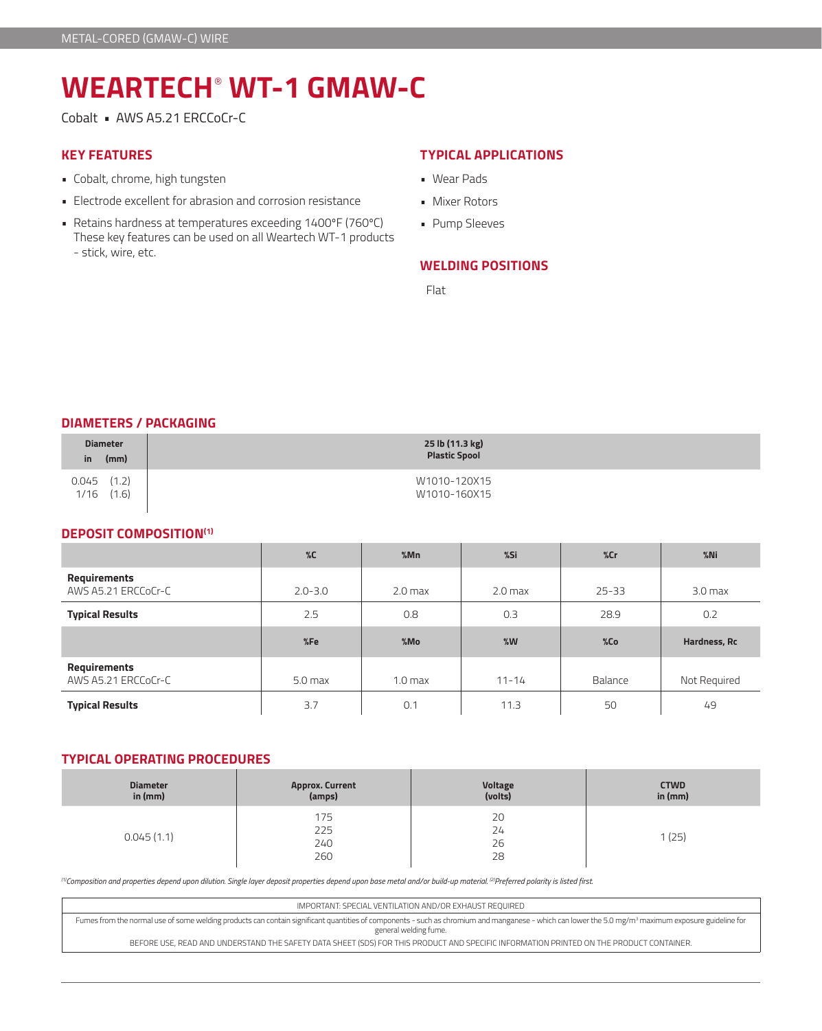METAL-CORED (GMAW-C) WIRE

# WEARTECH® WT-1 GMAW-C

Cobalt ▪ AWS A5.21 ERCCoCr-C

## KEY FEATURES

- Cobalt, chrome, high tungsten
- Electrode excellent for abrasion and corrosion resistance
- Retains hardness at temperatures exceeding 1400°F (760°C) These key features can be used on all Weartech WT-1 products - stick, wire, etc.

## TYPICAL APPLICATIONS

- Wear Pads
- Mixer Rotors
- Pump Sleeves

## WELDING POSITIONS

Flat

## DIAMETERS / PACKAGING

| Diameter in (mm) | 25 lb (11.3 kg) Plastic Spool |
|---|---|
| 0.045 (1.2) | W1010-120X15 |
| 1/16 (1.6) | W1010-160X15 |

## DEPOSIT COMPOSITION[1]

| | %C | %Mn | %Si | %Cr | %Ni |
|---|---|---|---|---|---|
| **Requirements** AWS A5.21 ERCCoCr-C | 2.0-3.0 | 2.0 max | 2.0 max | 25-33 | 3.0 max |
| **Typical Results** | 2.5 | 0.8 | 0.3 | 28.9 | 0.2 |
| | **%Fe** | **%Mo** | **%W** | **%Co** | **Hardness, Rc** |
| **Requirements** AWS A5.21 ERCCoCr-C | 5.0 max | 1.0 max | 11-14 | Balance | Not Required |
| **Typical Results** | 3.7 | 0.1 | 11.3 | 50 | 49 |

## TYPICAL OPERATING PROCEDURES

| Diameter in (mm) | Approx. Current (amps) | Voltage (volts) | CTWD in (mm) |
|---|---|---|---|
| 0.045 (1.1) | 175<br>225<br>240<br>260 | 20<br>24<br>26<br>28 | 1 (25) |

*[1]Composition and properties depend upon dilution. Single layer deposit properties depend upon base metal and/or build-up material. [2]Preferred polarity is listed first.*

IMPORTANT: SPECIAL VENTILATION AND/OR EXHAUST REQUIRED

Fumes from the normal use of some welding products can contain significant quantities of components - such as chromium and manganese - which can lower the 5.0 mg/m³ maximum exposure guideline for general welding fume.

BEFORE USE, READ AND UNDERSTAND THE SAFETY DATA SHEET (SDS) FOR THIS PRODUCT AND SPECIFIC INFORMATION PRINTED ON THE PRODUCT CONTAINER.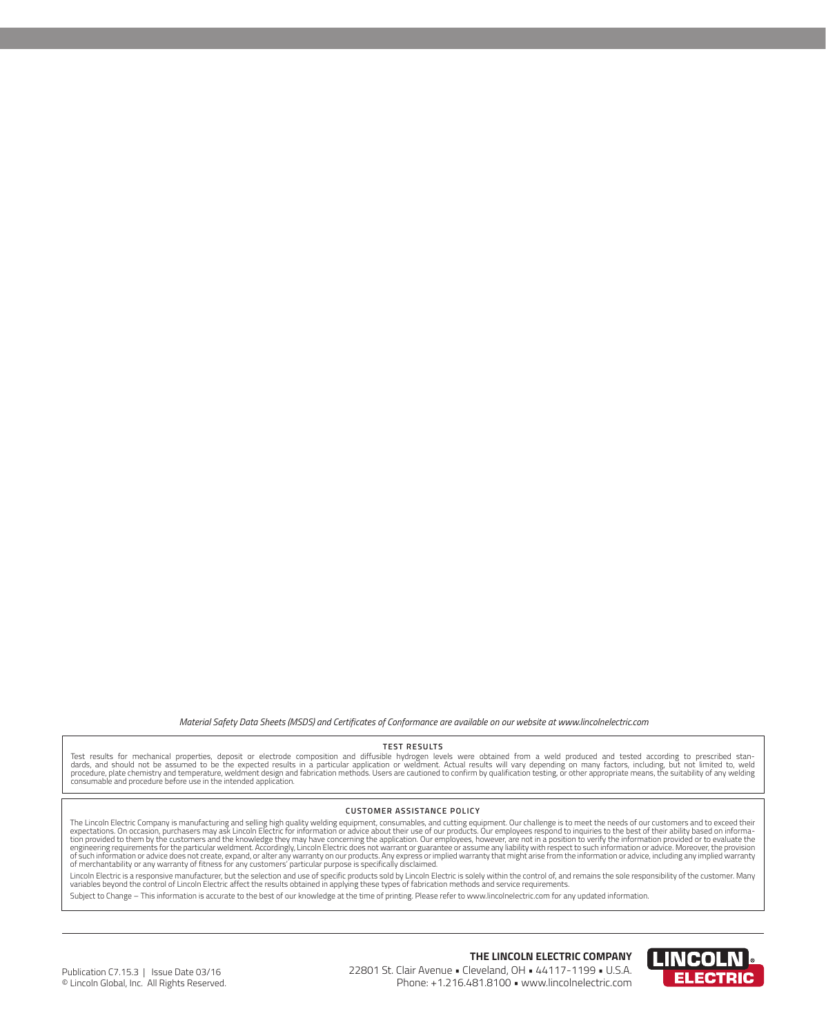*Material Safety Data Sheets (MSDS) and Certificates of Conformance are available on our website at www.lincolnelectric.com*

### TEST RESULTS

Test results for mechanical properties, deposit or electrode composition and diffusible hydrogen levels were obtained from a weld produced and tested according to prescribed standards, and should not be assumed to be the expected results in a particular application or weldment. Actual results will vary depending on many factors, including, but not limited to, weld procedure, plate chemistry and temperature, weldment design and fabrication methods. Users are cautioned to confirm by qualification testing, or other appropriate means, the suitability of any welding consumable and procedure before use in the intended application.

### CUSTOMER ASSISTANCE POLICY

The Lincoln Electric Company is manufacturing and selling high quality welding equipment, consumables, and cutting equipment. Our challenge is to meet the needs of our customers and to exceed their expectations. On occasion, purchasers may ask Lincoln Electric for information or advice about their use of our products. Our employees respond to inquiries to the best of their ability based on information provided to them by the customers and the knowledge they may have concerning the application. Our employees, however, are not in a position to verify the information provided or to evaluate the engineering requirements for the particular weldment. Accordingly, Lincoln Electric does not warrant or guarantee or assume any liability with respect to such information or advice. Moreover, the provision of such information or advice does not create, expand, or alter any warranty on our products. Any express or implied warranty that might arise from the information or advice, including any implied warranty of merchantability or any warranty of fitness for any customers' particular purpose is specifically disclaimed.

Lincoln Electric is a responsive manufacturer, but the selection and use of specific products sold by Lincoln Electric is solely within the control of, and remains the sole responsibility of the customer. Many variables beyond the control of Lincoln Electric affect the results obtained in applying these types of fabrication methods and service requirements.

Subject to Change – This information is accurate to the best of our knowledge at the time of printing. Please refer to www.lincolnelectric.com for any updated information.

Publication C7.15.3 | Issue Date 03/16
© Lincoln Global, Inc. All Rights Reserved.

**THE LINCOLN ELECTRIC COMPANY**
22801 St. Clair Avenue • Cleveland, OH • 44117-1199 • U.S.A.
Phone: +1.216.481.8100 • www.lincolnelectric.com